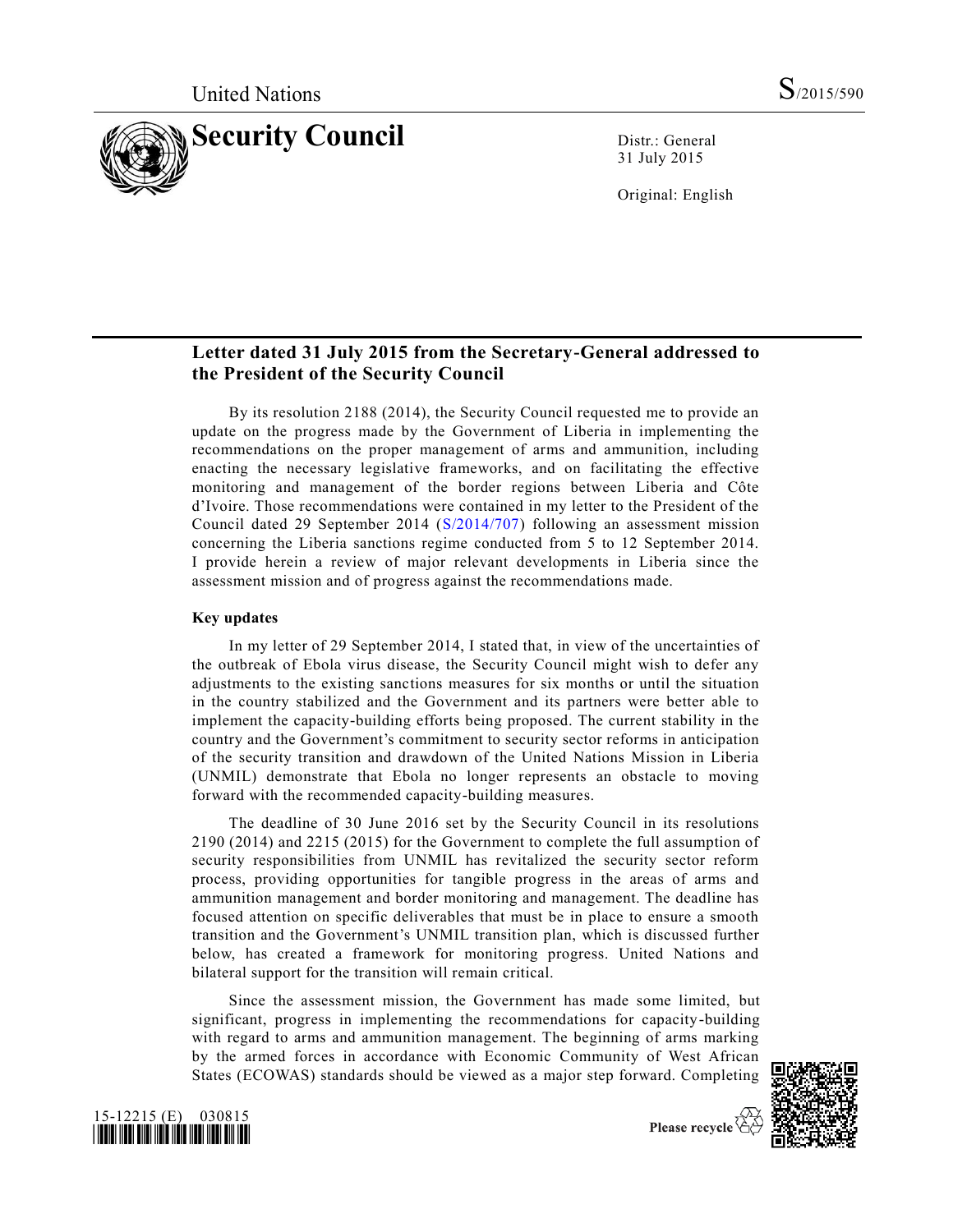United Nations

S/2015/590

# Security Council

Distr.: General
31 July 2015

Original: English

## Letter dated 31 July 2015 from the Secretary-General addressed to the President of the Security Council

By its resolution 2188 (2014), the Security Council requested me to provide an update on the progress made by the Government of Liberia in implementing the recommendations on the proper management of arms and ammunition, including enacting the necessary legislative frameworks, and on facilitating the effective monitoring and management of the border regions between Liberia and Côte d'Ivoire. Those recommendations were contained in my letter to the President of the Council dated 29 September 2014 (S/2014/707) following an assessment mission concerning the Liberia sanctions regime conducted from 5 to 12 September 2014. I provide herein a review of major relevant developments in Liberia since the assessment mission and of progress against the recommendations made.

**Key updates**

In my letter of 29 September 2014, I stated that, in view of the uncertainties of the outbreak of Ebola virus disease, the Security Council might wish to defer any adjustments to the existing sanctions measures for six months or until the situation in the country stabilized and the Government and its partners were better able to implement the capacity-building efforts being proposed. The current stability in the country and the Government's commitment to security sector reforms in anticipation of the security transition and drawdown of the United Nations Mission in Liberia (UNMIL) demonstrate that Ebola no longer represents an obstacle to moving forward with the recommended capacity-building measures.

The deadline of 30 June 2016 set by the Security Council in its resolutions 2190 (2014) and 2215 (2015) for the Government to complete the full assumption of security responsibilities from UNMIL has revitalized the security sector reform process, providing opportunities for tangible progress in the areas of arms and ammunition management and border monitoring and management. The deadline has focused attention on specific deliverables that must be in place to ensure a smooth transition and the Government's UNMIL transition plan, which is discussed further below, has created a framework for monitoring progress. United Nations and bilateral support for the transition will remain critical.

Since the assessment mission, the Government has made some limited, but significant, progress in implementing the recommendations for capacity-building with regard to arms and ammunition management. The beginning of arms marking by the armed forces in accordance with Economic Community of West African States (ECOWAS) standards should be viewed as a major step forward. Completing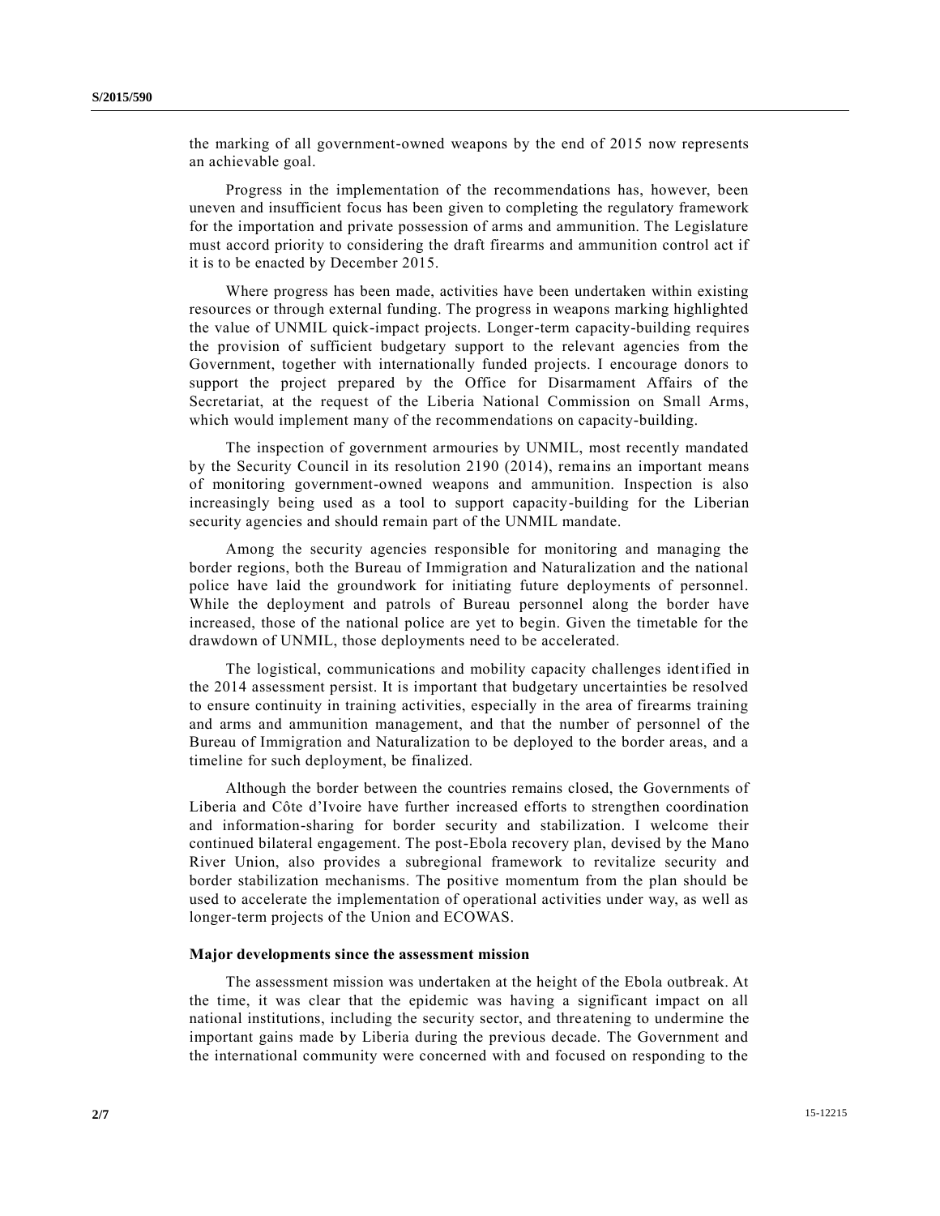the marking of all government-owned weapons by the end of 2015 now represents an achievable goal.

Progress in the implementation of the recommendations has, however, been uneven and insufficient focus has been given to completing the regulatory framework for the importation and private possession of arms and ammunition. The Legislature must accord priority to considering the draft firearms and ammunition control act if it is to be enacted by December 2015.

Where progress has been made, activities have been undertaken within existing resources or through external funding. The progress in weapons marking highlighted the value of UNMIL quick-impact projects. Longer-term capacity-building requires the provision of sufficient budgetary support to the relevant agencies from the Government, together with internationally funded projects. I encourage donors to support the project prepared by the Office for Disarmament Affairs of the Secretariat, at the request of the Liberia National Commission on Small Arms, which would implement many of the recommendations on capacity-building.

The inspection of government armouries by UNMIL, most recently mandated by the Security Council in its resolution 2190 (2014), remains an important means of monitoring government-owned weapons and ammunition. Inspection is also increasingly being used as a tool to support capacity-building for the Liberian security agencies and should remain part of the UNMIL mandate.

Among the security agencies responsible for monitoring and managing the border regions, both the Bureau of Immigration and Naturalization and the national police have laid the groundwork for initiating future deployments of personnel. While the deployment and patrols of Bureau personnel along the border have increased, those of the national police are yet to begin. Given the timetable for the drawdown of UNMIL, those deployments need to be accelerated.

The logistical, communications and mobility capacity challenges identified in the 2014 assessment persist. It is important that budgetary uncertainties be resolved to ensure continuity in training activities, especially in the area of firearms training and arms and ammunition management, and that the number of personnel of the Bureau of Immigration and Naturalization to be deployed to the border areas, and a timeline for such deployment, be finalized.

Although the border between the countries remains closed, the Governments of Liberia and Côte d'Ivoire have further increased efforts to strengthen coordination and information-sharing for border security and stabilization. I welcome their continued bilateral engagement. The post-Ebola recovery plan, devised by the Mano River Union, also provides a subregional framework to revitalize security and border stabilization mechanisms. The positive momentum from the plan should be used to accelerate the implementation of operational activities under way, as well as longer-term projects of the Union and ECOWAS.

**Major developments since the assessment mission**

The assessment mission was undertaken at the height of the Ebola outbreak. At the time, it was clear that the epidemic was having a significant impact on all national institutions, including the security sector, and threatening to undermine the important gains made by Liberia during the previous decade. The Government and the international community were concerned with and focused on responding to the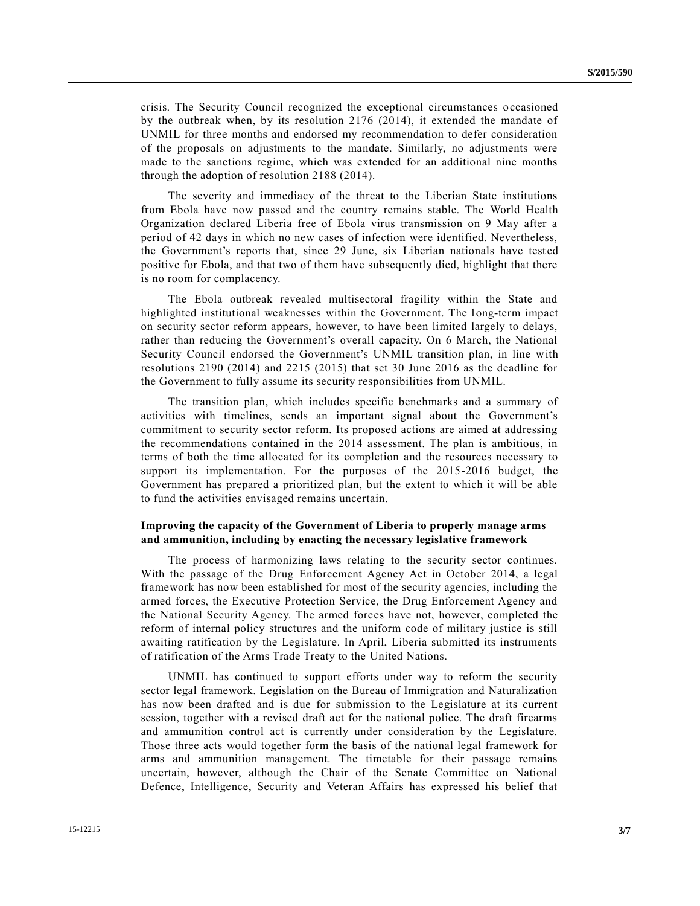crisis. The Security Council recognized the exceptional circumstances occasioned by the outbreak when, by its resolution 2176 (2014), it extended the mandate of UNMIL for three months and endorsed my recommendation to defer consideration of the proposals on adjustments to the mandate. Similarly, no adjustments were made to the sanctions regime, which was extended for an additional nine months through the adoption of resolution 2188 (2014).

The severity and immediacy of the threat to the Liberian State institutions from Ebola have now passed and the country remains stable. The World Health Organization declared Liberia free of Ebola virus transmission on 9 May after a period of 42 days in which no new cases of infection were identified. Nevertheless, the Government's reports that, since 29 June, six Liberian nationals have tested positive for Ebola, and that two of them have subsequently died, highlight that there is no room for complacency.

The Ebola outbreak revealed multisectoral fragility within the State and highlighted institutional weaknesses within the Government. The long-term impact on security sector reform appears, however, to have been limited largely to delays, rather than reducing the Government's overall capacity. On 6 March, the National Security Council endorsed the Government's UNMIL transition plan, in line with resolutions 2190 (2014) and 2215 (2015) that set 30 June 2016 as the deadline for the Government to fully assume its security responsibilities from UNMIL.

The transition plan, which includes specific benchmarks and a summary of activities with timelines, sends an important signal about the Government's commitment to security sector reform. Its proposed actions are aimed at addressing the recommendations contained in the 2014 assessment. The plan is ambitious, in terms of both the time allocated for its completion and the resources necessary to support its implementation. For the purposes of the 2015-2016 budget, the Government has prepared a prioritized plan, but the extent to which it will be able to fund the activities envisaged remains uncertain.

**Improving the capacity of the Government of Liberia to properly manage arms and ammunition, including by enacting the necessary legislative framework**

The process of harmonizing laws relating to the security sector continues. With the passage of the Drug Enforcement Agency Act in October 2014, a legal framework has now been established for most of the security agencies, including the armed forces, the Executive Protection Service, the Drug Enforcement Agency and the National Security Agency. The armed forces have not, however, completed the reform of internal policy structures and the uniform code of military justice is still awaiting ratification by the Legislature. In April, Liberia submitted its instruments of ratification of the Arms Trade Treaty to the United Nations.

UNMIL has continued to support efforts under way to reform the security sector legal framework. Legislation on the Bureau of Immigration and Naturalization has now been drafted and is due for submission to the Legislature at its current session, together with a revised draft act for the national police. The draft firearms and ammunition control act is currently under consideration by the Legislature. Those three acts would together form the basis of the national legal framework for arms and ammunition management. The timetable for their passage remains uncertain, however, although the Chair of the Senate Committee on National Defence, Intelligence, Security and Veteran Affairs has expressed his belief that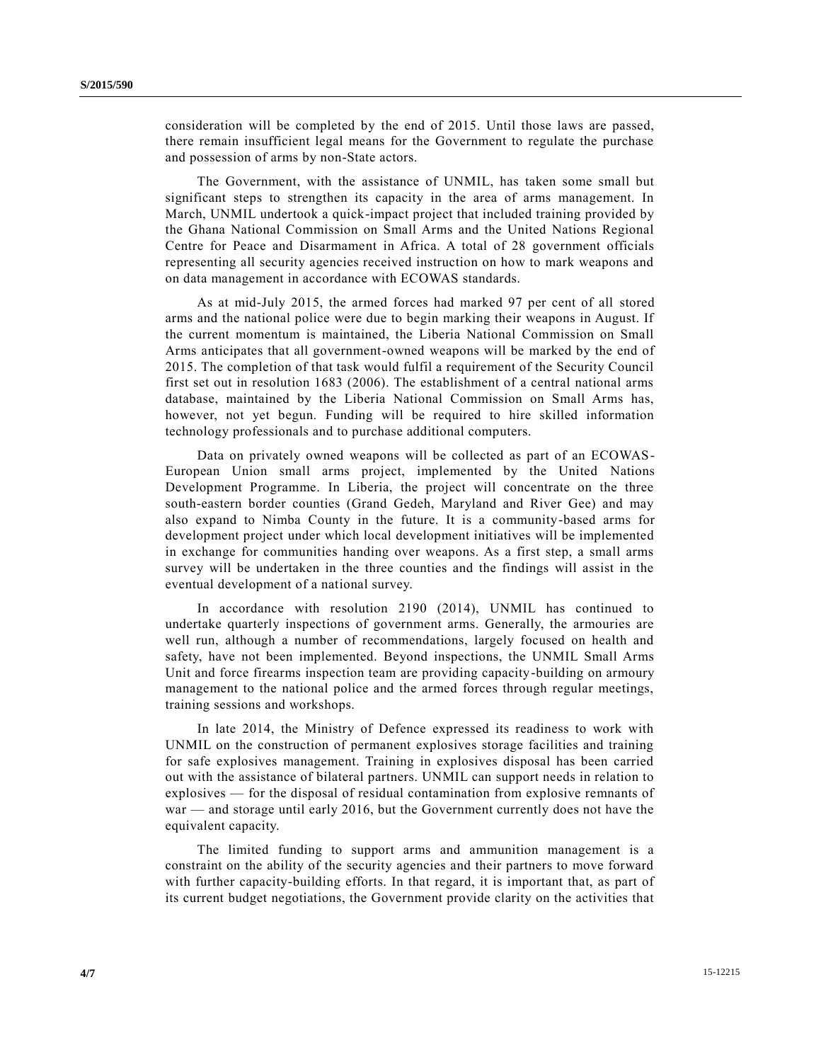consideration will be completed by the end of 2015. Until those laws are passed, there remain insufficient legal means for the Government to regulate the purchase and possession of arms by non-State actors.

The Government, with the assistance of UNMIL, has taken some small but significant steps to strengthen its capacity in the area of arms management. In March, UNMIL undertook a quick-impact project that included training provided by the Ghana National Commission on Small Arms and the United Nations Regional Centre for Peace and Disarmament in Africa. A total of 28 government officials representing all security agencies received instruction on how to mark weapons and on data management in accordance with ECOWAS standards.

As at mid-July 2015, the armed forces had marked 97 per cent of all stored arms and the national police were due to begin marking their weapons in August. If the current momentum is maintained, the Liberia National Commission on Small Arms anticipates that all government-owned weapons will be marked by the end of 2015. The completion of that task would fulfil a requirement of the Security Council first set out in resolution 1683 (2006). The establishment of a central national arms database, maintained by the Liberia National Commission on Small Arms has, however, not yet begun. Funding will be required to hire skilled information technology professionals and to purchase additional computers.

Data on privately owned weapons will be collected as part of an ECOWAS-European Union small arms project, implemented by the United Nations Development Programme. In Liberia, the project will concentrate on the three south-eastern border counties (Grand Gedeh, Maryland and River Gee) and may also expand to Nimba County in the future. It is a community-based arms for development project under which local development initiatives will be implemented in exchange for communities handing over weapons. As a first step, a small arms survey will be undertaken in the three counties and the findings will assist in the eventual development of a national survey.

In accordance with resolution 2190 (2014), UNMIL has continued to undertake quarterly inspections of government arms. Generally, the armouries are well run, although a number of recommendations, largely focused on health and safety, have not been implemented. Beyond inspections, the UNMIL Small Arms Unit and force firearms inspection team are providing capacity-building on armoury management to the national police and the armed forces through regular meetings, training sessions and workshops.

In late 2014, the Ministry of Defence expressed its readiness to work with UNMIL on the construction of permanent explosives storage facilities and training for safe explosives management. Training in explosives disposal has been carried out with the assistance of bilateral partners. UNMIL can support needs in relation to explosives — for the disposal of residual contamination from explosive remnants of war — and storage until early 2016, but the Government currently does not have the equivalent capacity.

The limited funding to support arms and ammunition management is a constraint on the ability of the security agencies and their partners to move forward with further capacity-building efforts. In that regard, it is important that, as part of its current budget negotiations, the Government provide clarity on the activities that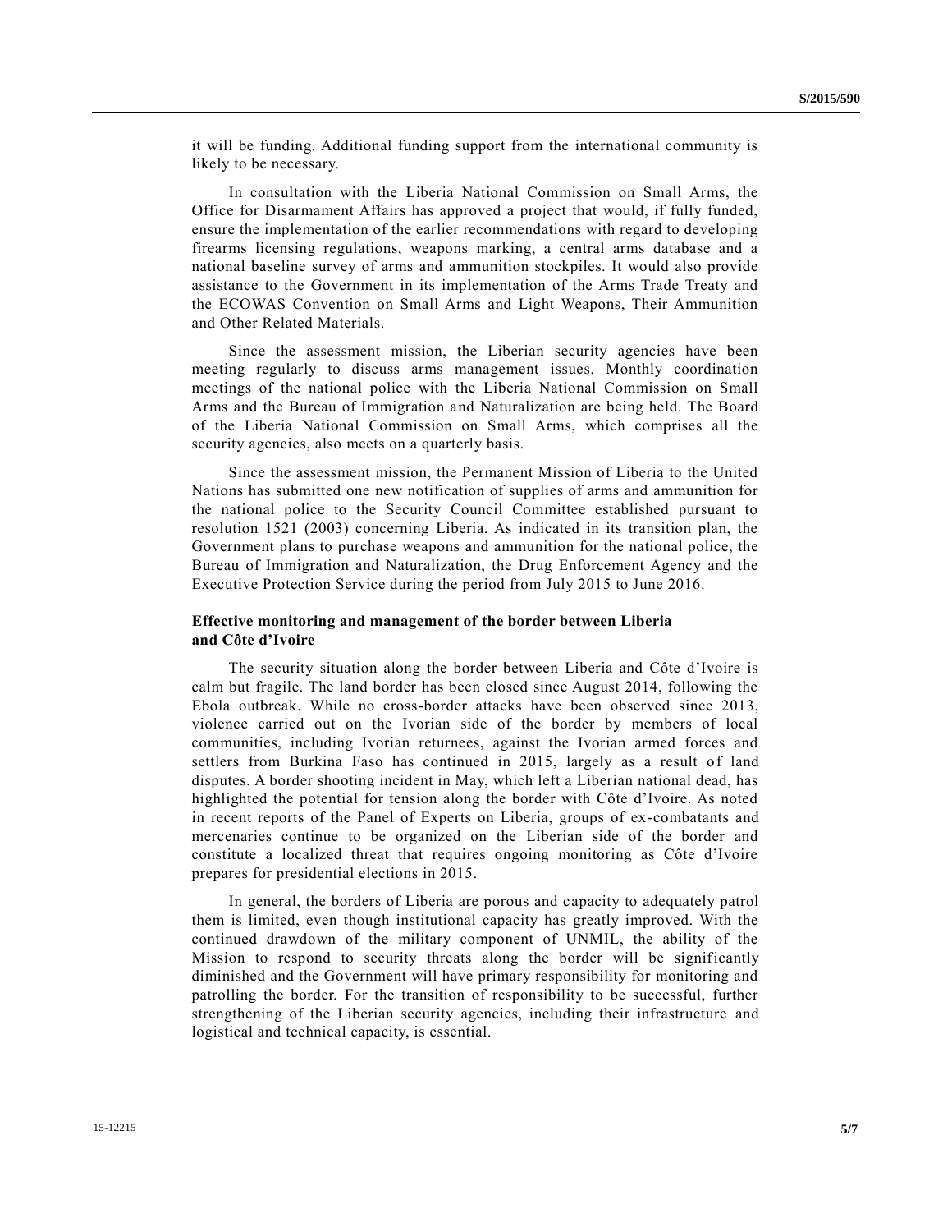it will be funding. Additional funding support from the international community is likely to be necessary.

In consultation with the Liberia National Commission on Small Arms, the Office for Disarmament Affairs has approved a project that would, if fully funded, ensure the implementation of the earlier recommendations with regard to developing firearms licensing regulations, weapons marking, a central arms database and a national baseline survey of arms and ammunition stockpiles. It would also provide assistance to the Government in its implementation of the Arms Trade Treaty and the ECOWAS Convention on Small Arms and Light Weapons, Their Ammunition and Other Related Materials.

Since the assessment mission, the Liberian security agencies have been meeting regularly to discuss arms management issues. Monthly coordination meetings of the national police with the Liberia National Commission on Small Arms and the Bureau of Immigration and Naturalization are being held. The Board of the Liberia National Commission on Small Arms, which comprises all the security agencies, also meets on a quarterly basis.

Since the assessment mission, the Permanent Mission of Liberia to the United Nations has submitted one new notification of supplies of arms and ammunition for the national police to the Security Council Committee established pursuant to resolution 1521 (2003) concerning Liberia. As indicated in its transition plan, the Government plans to purchase weapons and ammunition for the national police, the Bureau of Immigration and Naturalization, the Drug Enforcement Agency and the Executive Protection Service during the period from July 2015 to June 2016.

**Effective monitoring and management of the border between Liberia and Côte d'Ivoire**

The security situation along the border between Liberia and Côte d'Ivoire is calm but fragile. The land border has been closed since August 2014, following the Ebola outbreak. While no cross-border attacks have been observed since 2013, violence carried out on the Ivorian side of the border by members of local communities, including Ivorian returnees, against the Ivorian armed forces and settlers from Burkina Faso has continued in 2015, largely as a result of land disputes. A border shooting incident in May, which left a Liberian national dead, has highlighted the potential for tension along the border with Côte d'Ivoire. As noted in recent reports of the Panel of Experts on Liberia, groups of ex-combatants and mercenaries continue to be organized on the Liberian side of the border and constitute a localized threat that requires ongoing monitoring as Côte d'Ivoire prepares for presidential elections in 2015.

In general, the borders of Liberia are porous and capacity to adequately patrol them is limited, even though institutional capacity has greatly improved. With the continued drawdown of the military component of UNMIL, the ability of the Mission to respond to security threats along the border will be significantly diminished and the Government will have primary responsibility for monitoring and patrolling the border. For the transition of responsibility to be successful, further strengthening of the Liberian security agencies, including their infrastructure and logistical and technical capacity, is essential.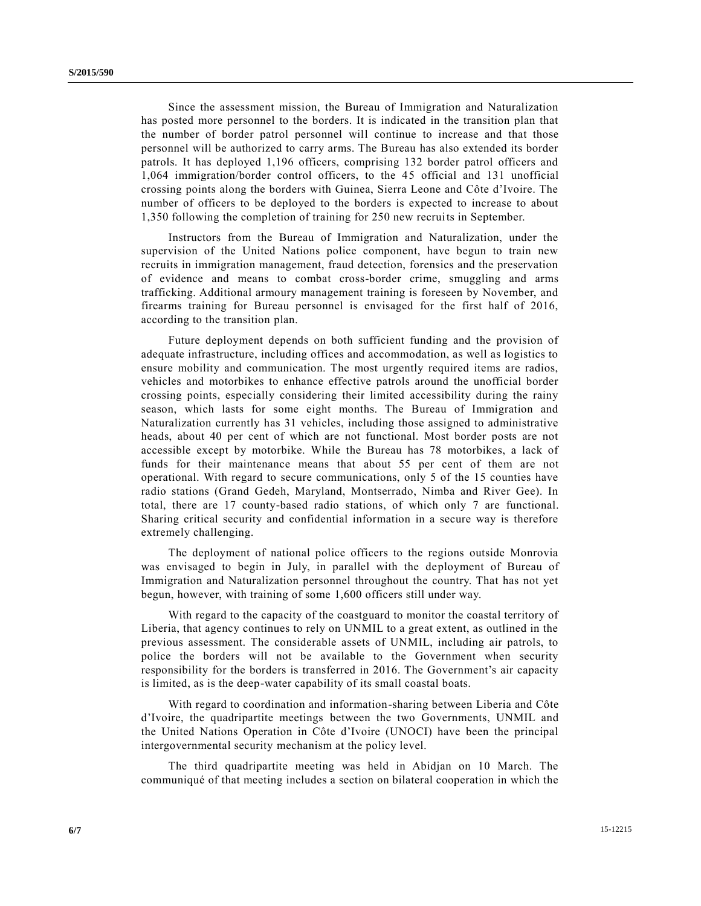Since the assessment mission, the Bureau of Immigration and Naturalization has posted more personnel to the borders. It is indicated in the transition plan that the number of border patrol personnel will continue to increase and that those personnel will be authorized to carry arms. The Bureau has also extended its border patrols. It has deployed 1,196 officers, comprising 132 border patrol officers and 1,064 immigration/border control officers, to the 45 official and 131 unofficial crossing points along the borders with Guinea, Sierra Leone and Côte d'Ivoire. The number of officers to be deployed to the borders is expected to increase to about 1,350 following the completion of training for 250 new recruits in September.

Instructors from the Bureau of Immigration and Naturalization, under the supervision of the United Nations police component, have begun to train new recruits in immigration management, fraud detection, forensics and the preservation of evidence and means to combat cross-border crime, smuggling and arms trafficking. Additional armoury management training is foreseen by November, and firearms training for Bureau personnel is envisaged for the first half of 2016, according to the transition plan.

Future deployment depends on both sufficient funding and the provision of adequate infrastructure, including offices and accommodation, as well as logistics to ensure mobility and communication. The most urgently required items are radios, vehicles and motorbikes to enhance effective patrols around the unofficial border crossing points, especially considering their limited accessibility during the rainy season, which lasts for some eight months. The Bureau of Immigration and Naturalization currently has 31 vehicles, including those assigned to administrative heads, about 40 per cent of which are not functional. Most border posts are not accessible except by motorbike. While the Bureau has 78 motorbikes, a lack of funds for their maintenance means that about 55 per cent of them are not operational. With regard to secure communications, only 5 of the 15 counties have radio stations (Grand Gedeh, Maryland, Montserrado, Nimba and River Gee). In total, there are 17 county-based radio stations, of which only 7 are functional. Sharing critical security and confidential information in a secure way is therefore extremely challenging.

The deployment of national police officers to the regions outside Monrovia was envisaged to begin in July, in parallel with the deployment of Bureau of Immigration and Naturalization personnel throughout the country. That has not yet begun, however, with training of some 1,600 officers still under way.

With regard to the capacity of the coastguard to monitor the coastal territory of Liberia, that agency continues to rely on UNMIL to a great extent, as outlined in the previous assessment. The considerable assets of UNMIL, including air patrols, to police the borders will not be available to the Government when security responsibility for the borders is transferred in 2016. The Government's air capacity is limited, as is the deep-water capability of its small coastal boats.

With regard to coordination and information-sharing between Liberia and Côte d'Ivoire, the quadripartite meetings between the two Governments, UNMIL and the United Nations Operation in Côte d'Ivoire (UNOCI) have been the principal intergovernmental security mechanism at the policy level.

The third quadripartite meeting was held in Abidjan on 10 March. The communiqué of that meeting includes a section on bilateral cooperation in which the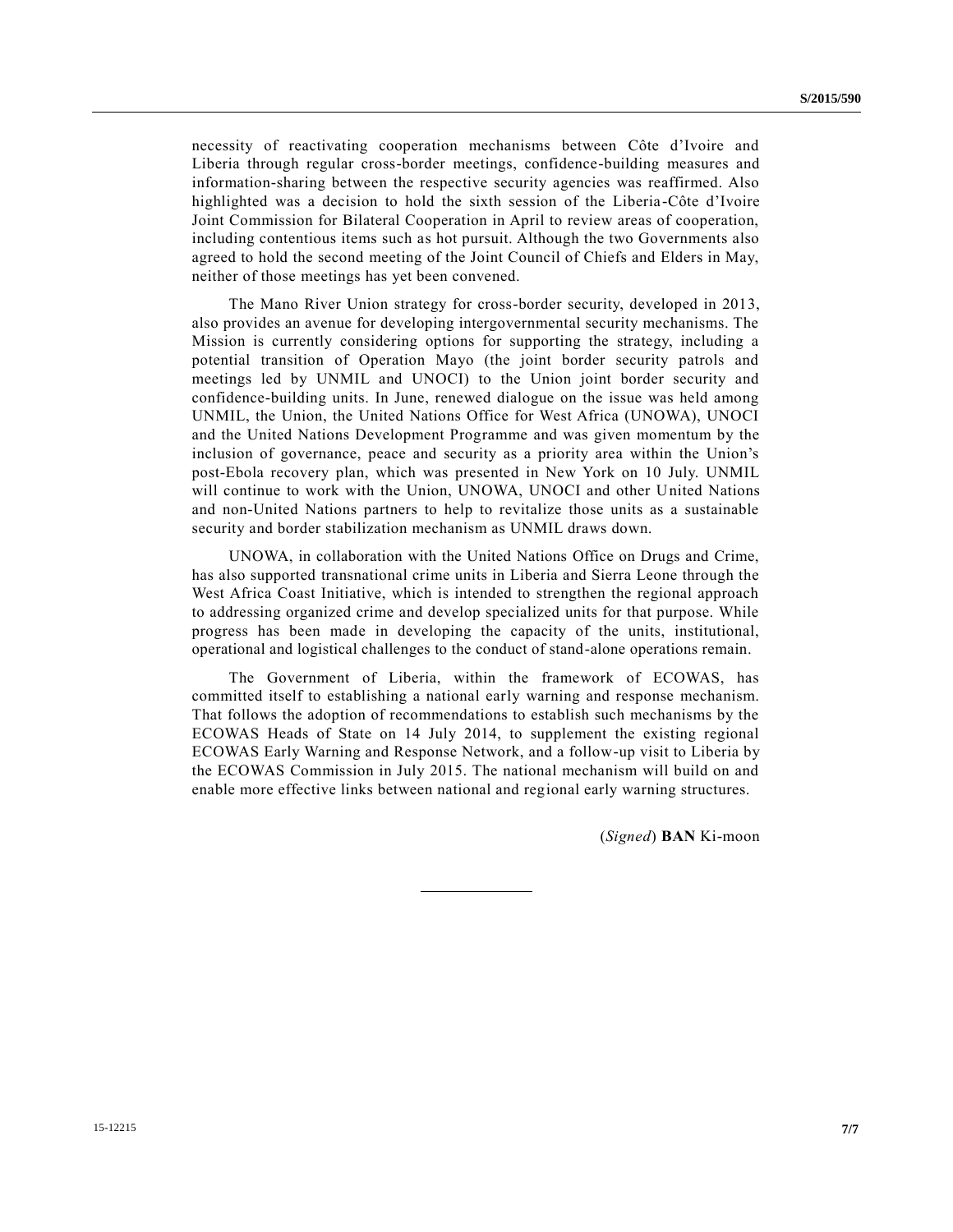necessity of reactivating cooperation mechanisms between Côte d'Ivoire and Liberia through regular cross-border meetings, confidence-building measures and information-sharing between the respective security agencies was reaffirmed. Also highlighted was a decision to hold the sixth session of the Liberia-Côte d'Ivoire Joint Commission for Bilateral Cooperation in April to review areas of cooperation, including contentious items such as hot pursuit. Although the two Governments also agreed to hold the second meeting of the Joint Council of Chiefs and Elders in May, neither of those meetings has yet been convened.

The Mano River Union strategy for cross-border security, developed in 2013, also provides an avenue for developing intergovernmental security mechanisms. The Mission is currently considering options for supporting the strategy, including a potential transition of Operation Mayo (the joint border security patrols and meetings led by UNMIL and UNOCI) to the Union joint border security and confidence-building units. In June, renewed dialogue on the issue was held among UNMIL, the Union, the United Nations Office for West Africa (UNOWA), UNOCI and the United Nations Development Programme and was given momentum by the inclusion of governance, peace and security as a priority area within the Union's post-Ebola recovery plan, which was presented in New York on 10 July. UNMIL will continue to work with the Union, UNOWA, UNOCI and other United Nations and non-United Nations partners to help to revitalize those units as a sustainable security and border stabilization mechanism as UNMIL draws down.

UNOWA, in collaboration with the United Nations Office on Drugs and Crime, has also supported transnational crime units in Liberia and Sierra Leone through the West Africa Coast Initiative, which is intended to strengthen the regional approach to addressing organized crime and develop specialized units for that purpose. While progress has been made in developing the capacity of the units, institutional, operational and logistical challenges to the conduct of stand-alone operations remain.

The Government of Liberia, within the framework of ECOWAS, has committed itself to establishing a national early warning and response mechanism. That follows the adoption of recommendations to establish such mechanisms by the ECOWAS Heads of State on 14 July 2014, to supplement the existing regional ECOWAS Early Warning and Response Network, and a follow-up visit to Liberia by the ECOWAS Commission in July 2015. The national mechanism will build on and enable more effective links between national and regional early warning structures.

(*Signed*) **BAN** Ki-moon